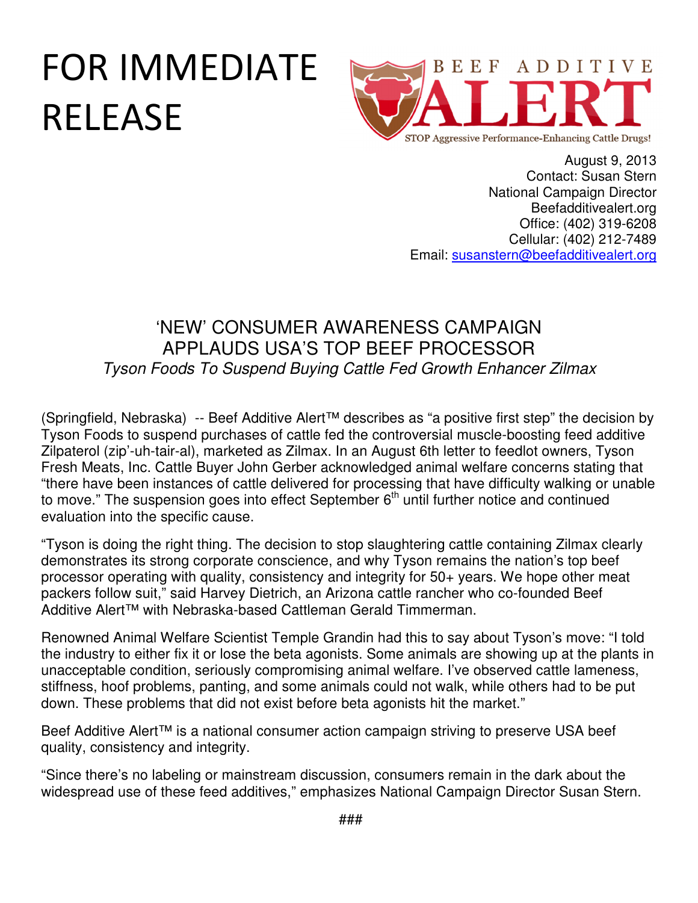# FOR IMMEDIATE RELEASE

BEEF ADDITIVE ALERT

STOP Aggressive Performance-Enhancing Cattle Drugs!

August 9, 2013
Contact: Susan Stern
National Campaign Director
Beefadditivealert.org
Office: (402) 319-6208
Cellular: (402) 212-7489
Email: susanstern@beefadditivealert.org

## 'NEW' CONSUMER AWARENESS CAMPAIGN APPLAUDS USA'S TOP BEEF PROCESSOR

*Tyson Foods To Suspend Buying Cattle Fed Growth Enhancer Zilmax*

(Springfield, Nebraska) -- Beef Additive Alert™ describes as "a positive first step" the decision by Tyson Foods to suspend purchases of cattle fed the controversial muscle-boosting feed additive Zilpaterol (zip'-uh-tair-al), marketed as Zilmax. In an August 6th letter to feedlot owners, Tyson Fresh Meats, Inc. Cattle Buyer John Gerber acknowledged animal welfare concerns stating that "there have been instances of cattle delivered for processing that have difficulty walking or unable to move." The suspension goes into effect September 6th until further notice and continued evaluation into the specific cause.

"Tyson is doing the right thing. The decision to stop slaughtering cattle containing Zilmax clearly demonstrates its strong corporate conscience, and why Tyson remains the nation's top beef processor operating with quality, consistency and integrity for 50+ years. We hope other meat packers follow suit," said Harvey Dietrich, an Arizona cattle rancher who co-founded Beef Additive Alert™ with Nebraska-based Cattleman Gerald Timmerman.

Renowned Animal Welfare Scientist Temple Grandin had this to say about Tyson's move: "I told the industry to either fix it or lose the beta agonists. Some animals are showing up at the plants in unacceptable condition, seriously compromising animal welfare. I've observed cattle lameness, stiffness, hoof problems, panting, and some animals could not walk, while others had to be put down. These problems that did not exist before beta agonists hit the market."

Beef Additive Alert™ is a national consumer action campaign striving to preserve USA beef quality, consistency and integrity.

"Since there's no labeling or mainstream discussion, consumers remain in the dark about the widespread use of these feed additives," emphasizes National Campaign Director Susan Stern.

###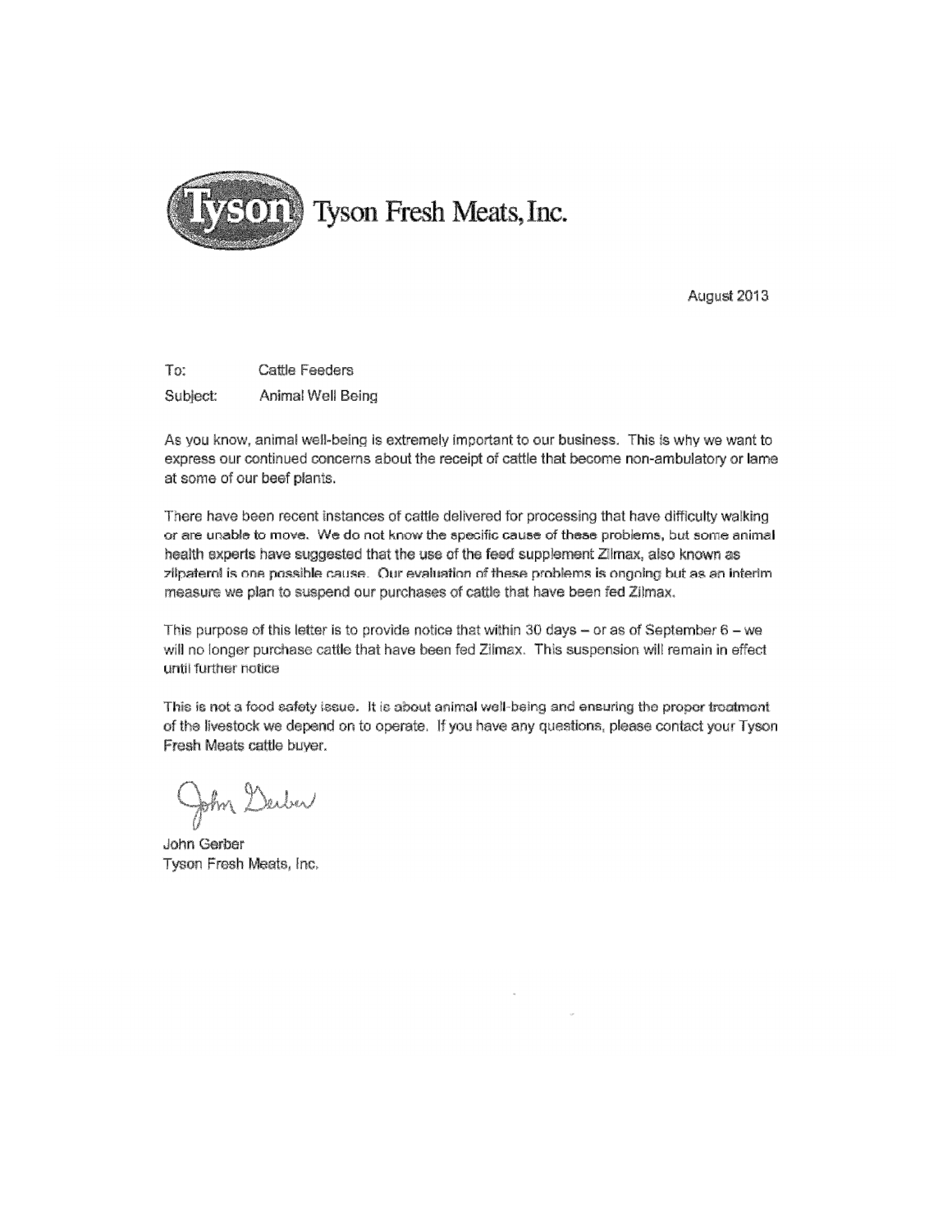Tyson Fresh Meats, Inc.

August 2013

To: Cattle Feeders

Subject: Animal Well Being

As you know, animal well-being is extremely important to our business. This is why we want to express our continued concerns about the receipt of cattle that become non-ambulatory or lame at some of our beef plants.

There have been recent instances of cattle delivered for processing that have difficulty walking or are unable to move. We do not know the specific cause of these problems, but some animal health experts have suggested that the use of the feed supplement Zilmax, also known as zilpaterol is one possible cause. Our evaluation of these problems is ongoing but as an interim measure we plan to suspend our purchases of cattle that have been fed Zilmax.

This purpose of this letter is to provide notice that within 30 days – or as of September 6 – we will no longer purchase cattle that have been fed Zilmax. This suspension will remain in effect until further notice

This is not a food safety issue. It is about animal well-being and ensuring the proper treatment of the livestock we depend on to operate. If you have any questions, please contact your Tyson Fresh Meats cattle buyer.

John Gerber

John Gerber
Tyson Fresh Meats, Inc.